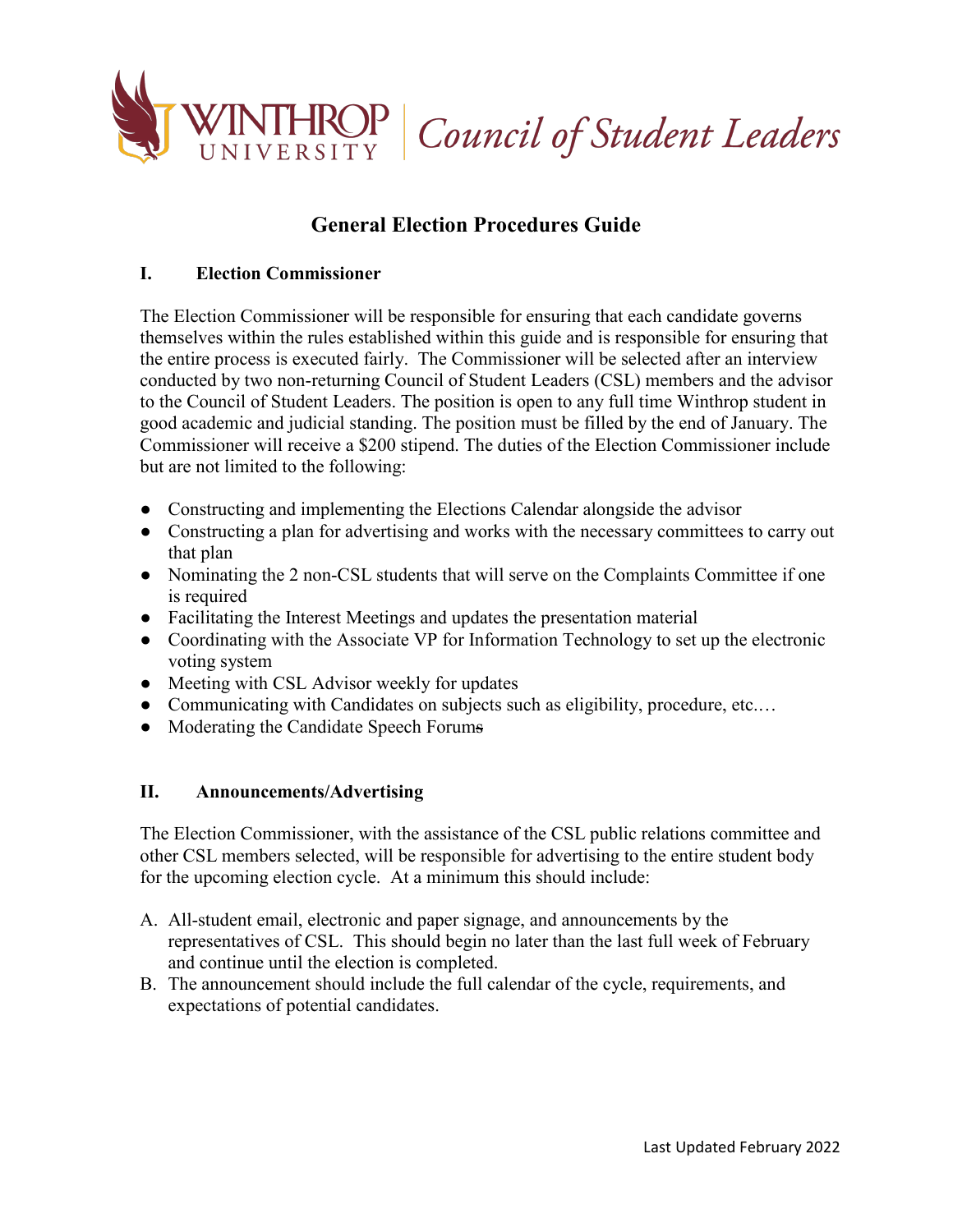Winthrop University | Council of Student Leaders

# General Election Procedures Guide

## I. Election Commissioner

The Election Commissioner will be responsible for ensuring that each candidate governs themselves within the rules established within this guide and is responsible for ensuring that the entire process is executed fairly. The Commissioner will be selected after an interview conducted by two non-returning Council of Student Leaders (CSL) members and the advisor to the Council of Student Leaders. The position is open to any full time Winthrop student in good academic and judicial standing. The position must be filled by the end of January. The Commissioner will receive a $200 stipend. The duties of the Election Commissioner include but are not limited to the following:

- Constructing and implementing the Elections Calendar alongside the advisor
- Constructing a plan for advertising and works with the necessary committees to carry out that plan
- Nominating the 2 non-CSL students that will serve on the Complaints Committee if one is required
- Facilitating the Interest Meetings and updates the presentation material
- Coordinating with the Associate VP for Information Technology to set up the electronic voting system
- Meeting with CSL Advisor weekly for updates
- Communicating with Candidates on subjects such as eligibility, procedure, etc.…
- Moderating the Candidate Speech Forums

## II. Announcements/Advertising

The Election Commissioner, with the assistance of the CSL public relations committee and other CSL members selected, will be responsible for advertising to the entire student body for the upcoming election cycle. At a minimum this should include:

A. All-student email, electronic and paper signage, and announcements by the representatives of CSL. This should begin no later than the last full week of February and continue until the election is completed.

B. The announcement should include the full calendar of the cycle, requirements, and expectations of potential candidates.

Last Updated February 2022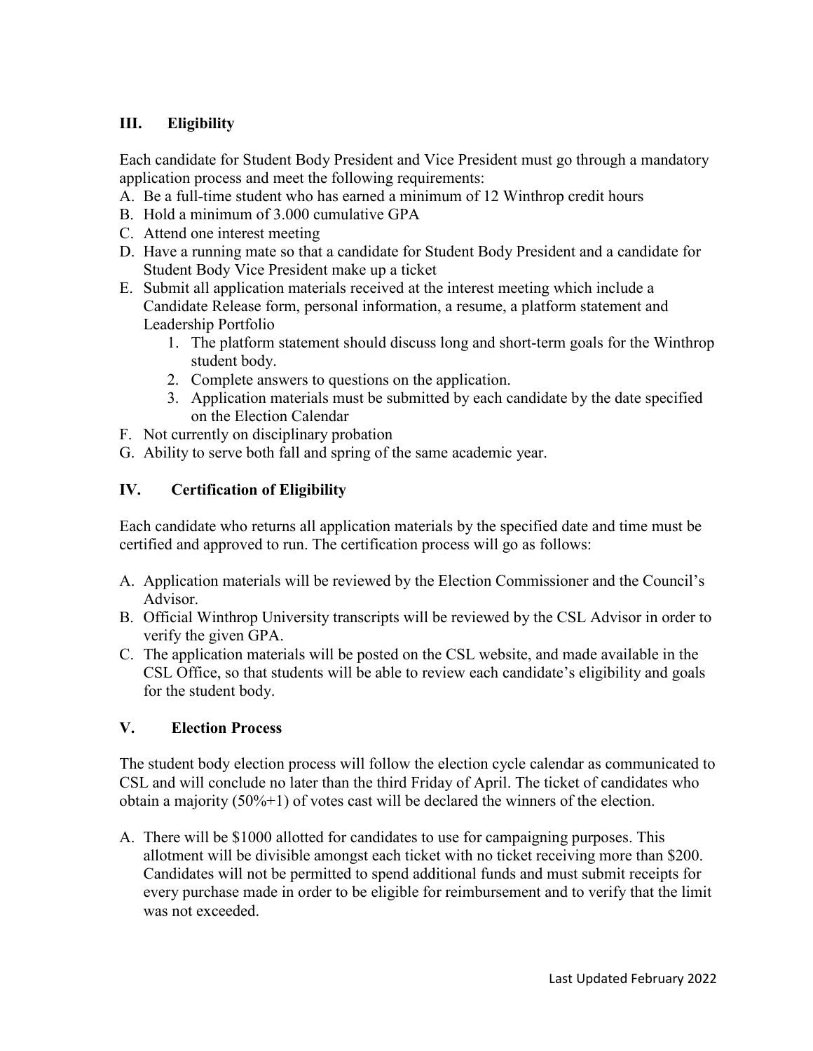## III. Eligibility

Each candidate for Student Body President and Vice President must go through a mandatory application process and meet the following requirements:

A. Be a full-time student who has earned a minimum of 12 Winthrop credit hours
B. Hold a minimum of 3.000 cumulative GPA
C. Attend one interest meeting
D. Have a running mate so that a candidate for Student Body President and a candidate for Student Body Vice President make up a ticket
E. Submit all application materials received at the interest meeting which include a Candidate Release form, personal information, a resume, a platform statement and Leadership Portfolio
    1. The platform statement should discuss long and short-term goals for the Winthrop student body.
    2. Complete answers to questions on the application.
    3. Application materials must be submitted by each candidate by the date specified on the Election Calendar
F. Not currently on disciplinary probation
G. Ability to serve both fall and spring of the same academic year.

## IV. Certification of Eligibility

Each candidate who returns all application materials by the specified date and time must be certified and approved to run. The certification process will go as follows:

A. Application materials will be reviewed by the Election Commissioner and the Council's Advisor.
B. Official Winthrop University transcripts will be reviewed by the CSL Advisor in order to verify the given GPA.
C. The application materials will be posted on the CSL website, and made available in the CSL Office, so that students will be able to review each candidate's eligibility and goals for the student body.

## V. Election Process

The student body election process will follow the election cycle calendar as communicated to CSL and will conclude no later than the third Friday of April. The ticket of candidates who obtain a majority (50%+1) of votes cast will be declared the winners of the election.

A. There will be $1000 allotted for candidates to use for campaigning purposes. This allotment will be divisible amongst each ticket with no ticket receiving more than $200. Candidates will not be permitted to spend additional funds and must submit receipts for every purchase made in order to be eligible for reimbursement and to verify that the limit was not exceeded.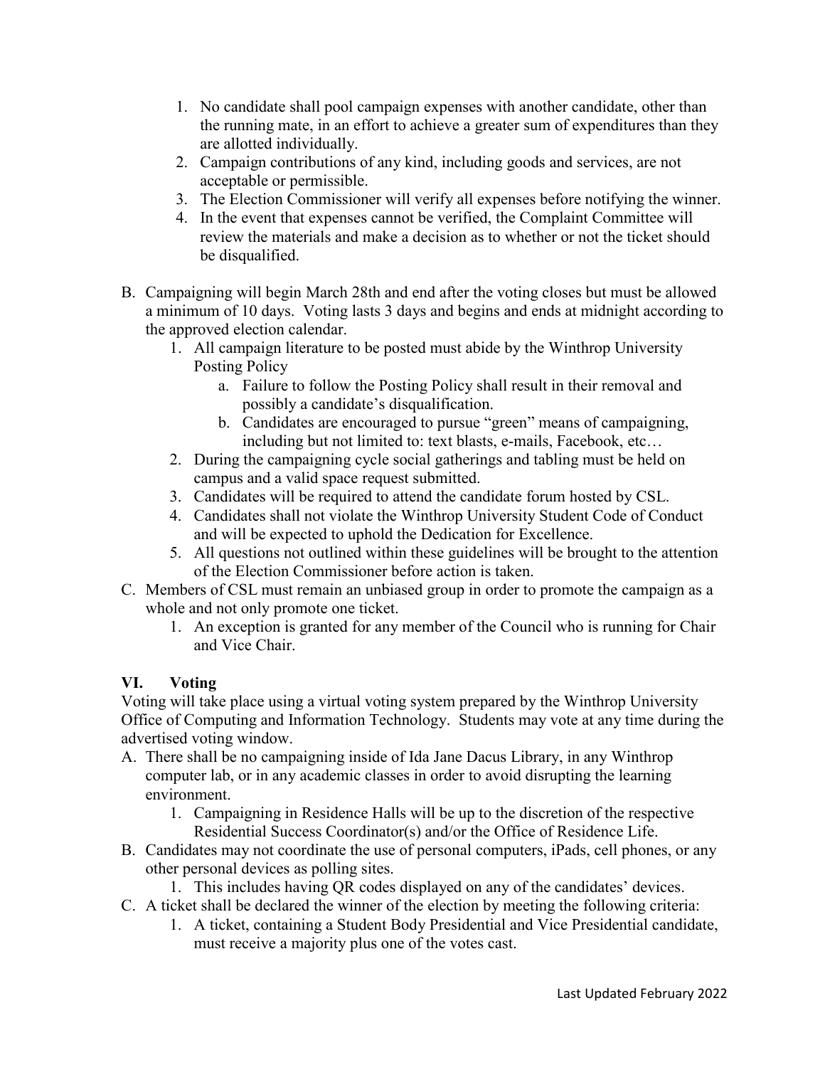1. No candidate shall pool campaign expenses with another candidate, other than the running mate, in an effort to achieve a greater sum of expenditures than they are allotted individually.
2. Campaign contributions of any kind, including goods and services, are not acceptable or permissible.
3. The Election Commissioner will verify all expenses before notifying the winner.
4. In the event that expenses cannot be verified, the Complaint Committee will review the materials and make a decision as to whether or not the ticket should be disqualified.

B. Campaigning will begin March 28th and end after the voting closes but must be allowed a minimum of 10 days. Voting lasts 3 days and begins and ends at midnight according to the approved election calendar.
   1. All campaign literature to be posted must abide by the Winthrop University Posting Policy
      a. Failure to follow the Posting Policy shall result in their removal and possibly a candidate's disqualification.
      b. Candidates are encouraged to pursue "green" means of campaigning, including but not limited to: text blasts, e-mails, Facebook, etc…
   2. During the campaigning cycle social gatherings and tabling must be held on campus and a valid space request submitted.
   3. Candidates will be required to attend the candidate forum hosted by CSL.
   4. Candidates shall not violate the Winthrop University Student Code of Conduct and will be expected to uphold the Dedication for Excellence.
   5. All questions not outlined within these guidelines will be brought to the attention of the Election Commissioner before action is taken.

C. Members of CSL must remain an unbiased group in order to promote the campaign as a whole and not only promote one ticket.
   1. An exception is granted for any member of the Council who is running for Chair and Vice Chair.

## VI. Voting

Voting will take place using a virtual voting system prepared by the Winthrop University Office of Computing and Information Technology. Students may vote at any time during the advertised voting window.

A. There shall be no campaigning inside of Ida Jane Dacus Library, in any Winthrop computer lab, or in any academic classes in order to avoid disrupting the learning environment.
   1. Campaigning in Residence Halls will be up to the discretion of the respective Residential Success Coordinator(s) and/or the Office of Residence Life.

B. Candidates may not coordinate the use of personal computers, iPads, cell phones, or any other personal devices as polling sites.
   1. This includes having QR codes displayed on any of the candidates' devices.

C. A ticket shall be declared the winner of the election by meeting the following criteria:
   1. A ticket, containing a Student Body Presidential and Vice Presidential candidate, must receive a majority plus one of the votes cast.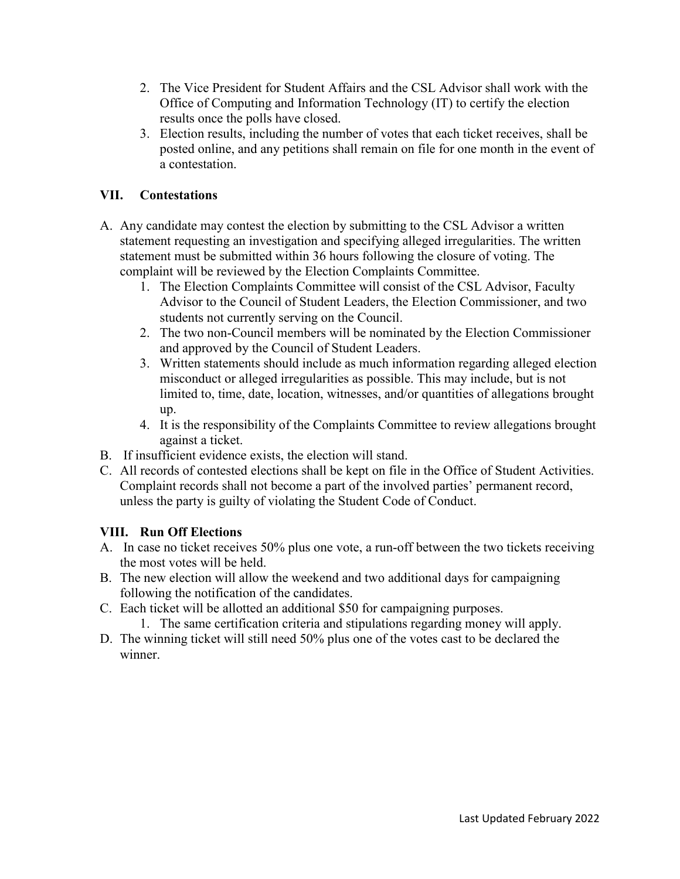2. The Vice President for Student Affairs and the CSL Advisor shall work with the Office of Computing and Information Technology (IT) to certify the election results once the polls have closed.
3. Election results, including the number of votes that each ticket receives, shall be posted online, and any petitions shall remain on file for one month in the event of a contestation.

## VII. Contestations

A. Any candidate may contest the election by submitting to the CSL Advisor a written statement requesting an investigation and specifying alleged irregularities. The written statement must be submitted within 36 hours following the closure of voting. The complaint will be reviewed by the Election Complaints Committee.
   1. The Election Complaints Committee will consist of the CSL Advisor, Faculty Advisor to the Council of Student Leaders, the Election Commissioner, and two students not currently serving on the Council.
   2. The two non-Council members will be nominated by the Election Commissioner and approved by the Council of Student Leaders.
   3. Written statements should include as much information regarding alleged election misconduct or alleged irregularities as possible. This may include, but is not limited to, time, date, location, witnesses, and/or quantities of allegations brought up.
   4. It is the responsibility of the Complaints Committee to review allegations brought against a ticket.

B. If insufficient evidence exists, the election will stand.

C. All records of contested elections shall be kept on file in the Office of Student Activities. Complaint records shall not become a part of the involved parties' permanent record, unless the party is guilty of violating the Student Code of Conduct.

## VIII. Run Off Elections

A. In case no ticket receives 50% plus one vote, a run-off between the two tickets receiving the most votes will be held.

B. The new election will allow the weekend and two additional days for campaigning following the notification of the candidates.

C. Each ticket will be allotted an additional $50 for campaigning purposes.
   1. The same certification criteria and stipulations regarding money will apply.

D. The winning ticket will still need 50% plus one of the votes cast to be declared the winner.

Last Updated February 2022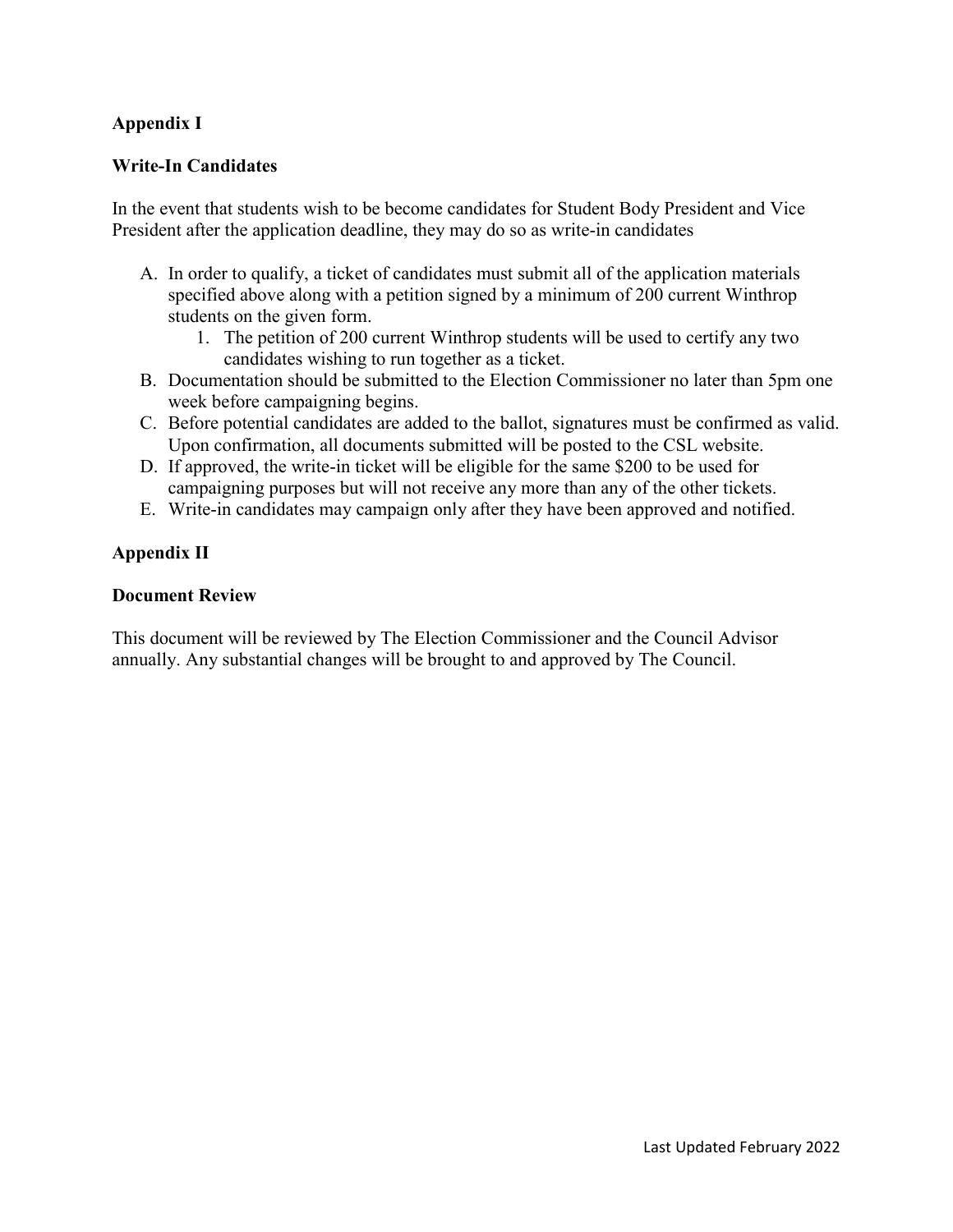## Appendix I

### Write-In Candidates

In the event that students wish to be become candidates for Student Body President and Vice President after the application deadline, they may do so as write-in candidates

A. In order to qualify, a ticket of candidates must submit all of the application materials specified above along with a petition signed by a minimum of 200 current Winthrop students on the given form.
   1. The petition of 200 current Winthrop students will be used to certify any two candidates wishing to run together as a ticket.
B. Documentation should be submitted to the Election Commissioner no later than 5pm one week before campaigning begins.
C. Before potential candidates are added to the ballot, signatures must be confirmed as valid. Upon confirmation, all documents submitted will be posted to the CSL website.
D. If approved, the write-in ticket will be eligible for the same $200 to be used for campaigning purposes but will not receive any more than any of the other tickets.
E. Write-in candidates may campaign only after they have been approved and notified.

## Appendix II

### Document Review

This document will be reviewed by The Election Commissioner and the Council Advisor annually. Any substantial changes will be brought to and approved by The Council.

Last Updated February 2022